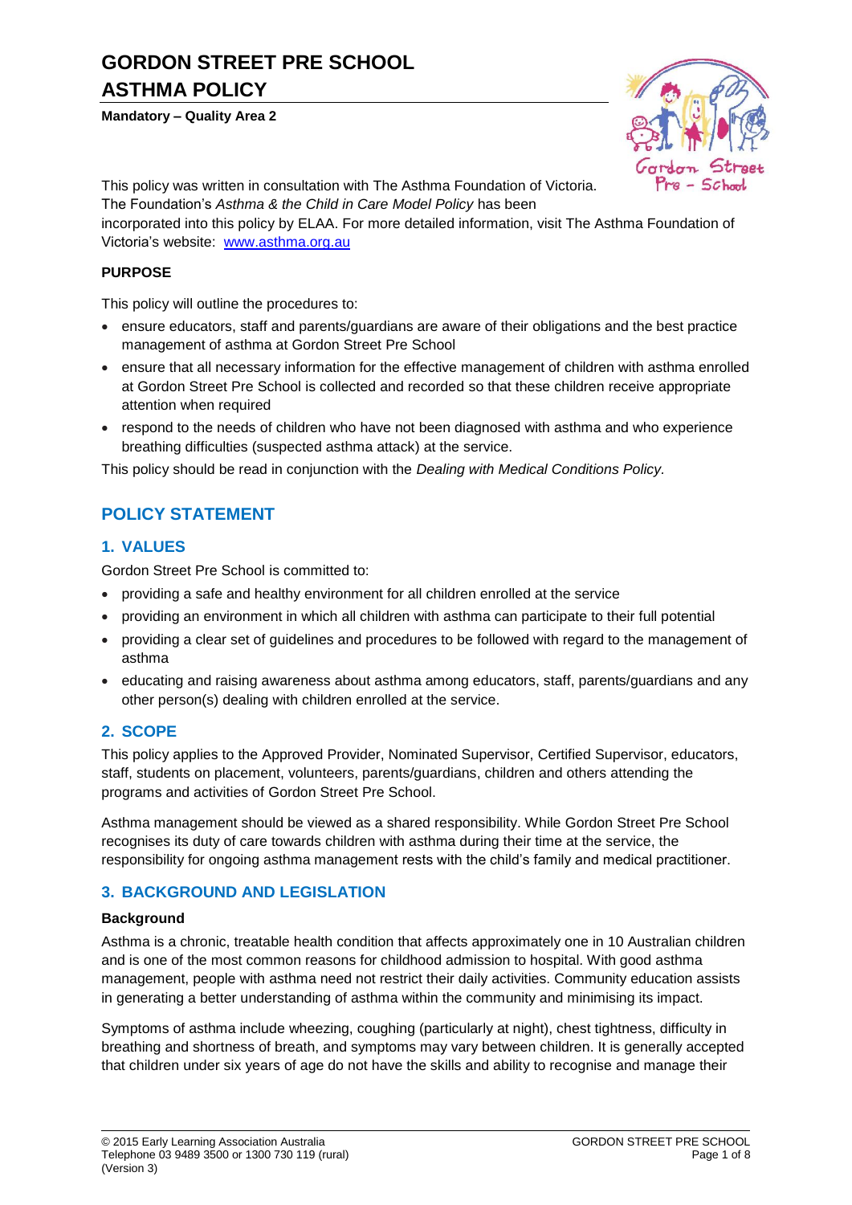# GORDON STREET PRE SCHOOL
# ASTHMA POLICY

**Mandatory – Quality Area 2**

This policy was written in consultation with The Asthma Foundation of Victoria. The Foundation's *Asthma & the Child in Care Model Policy* has been incorporated into this policy by ELAA. For more detailed information, visit The Asthma Foundation of Victoria's website: [www.asthma.org.au](www.asthma.org.au)

**PURPOSE**

This policy will outline the procedures to:

- ensure educators, staff and parents/guardians are aware of their obligations and the best practice management of asthma at Gordon Street Pre School
- ensure that all necessary information for the effective management of children with asthma enrolled at Gordon Street Pre School is collected and recorded so that these children receive appropriate attention when required
- respond to the needs of children who have not been diagnosed with asthma and who experience breathing difficulties (suspected asthma attack) at the service.

This policy should be read in conjunction with the *Dealing with Medical Conditions Policy.*

## POLICY STATEMENT

### 1. VALUES

Gordon Street Pre School is committed to:

- providing a safe and healthy environment for all children enrolled at the service
- providing an environment in which all children with asthma can participate to their full potential
- providing a clear set of guidelines and procedures to be followed with regard to the management of asthma
- educating and raising awareness about asthma among educators, staff, parents/guardians and any other person(s) dealing with children enrolled at the service.

### 2. SCOPE

This policy applies to the Approved Provider, Nominated Supervisor, Certified Supervisor, educators, staff, students on placement, volunteers, parents/guardians, children and others attending the programs and activities of Gordon Street Pre School.

Asthma management should be viewed as a shared responsibility. While Gordon Street Pre School recognises its duty of care towards children with asthma during their time at the service, the responsibility for ongoing asthma management rests with the child's family and medical practitioner.

### 3. BACKGROUND AND LEGISLATION

**Background**

Asthma is a chronic, treatable health condition that affects approximately one in 10 Australian children and is one of the most common reasons for childhood admission to hospital. With good asthma management, people with asthma need not restrict their daily activities. Community education assists in generating a better understanding of asthma within the community and minimising its impact.

Symptoms of asthma include wheezing, coughing (particularly at night), chest tightness, difficulty in breathing and shortness of breath, and symptoms may vary between children. It is generally accepted that children under six years of age do not have the skills and ability to recognise and manage their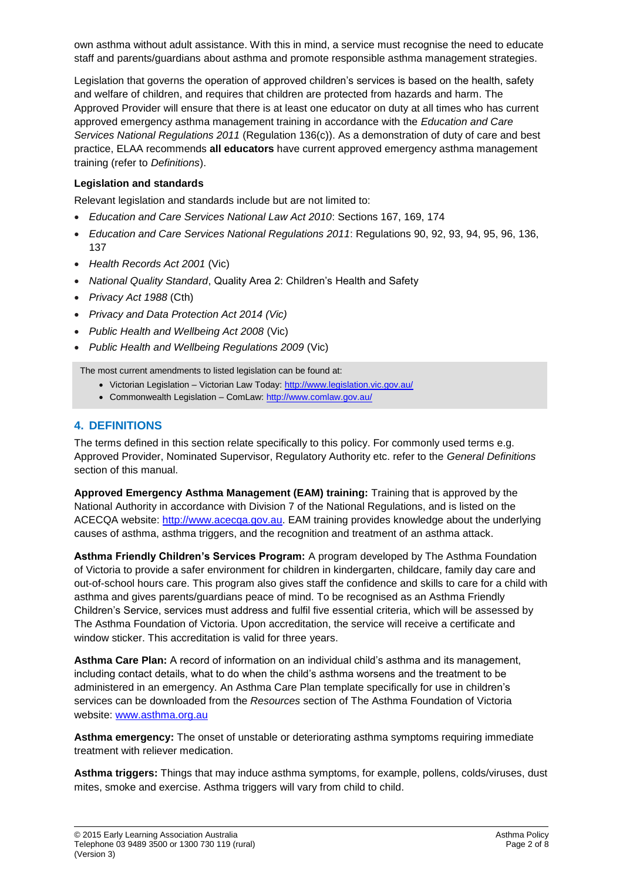own asthma without adult assistance. With this in mind, a service must recognise the need to educate staff and parents/guardians about asthma and promote responsible asthma management strategies.

Legislation that governs the operation of approved children's services is based on the health, safety and welfare of children, and requires that children are protected from hazards and harm. The Approved Provider will ensure that there is at least one educator on duty at all times who has current approved emergency asthma management training in accordance with the *Education and Care Services National Regulations 2011* (Regulation 136(c)). As a demonstration of duty of care and best practice, ELAA recommends **all educators** have current approved emergency asthma management training (refer to *Definitions*).

**Legislation and standards**

Relevant legislation and standards include but are not limited to:

- *Education and Care Services National Law Act 2010*: Sections 167, 169, 174
- *Education and Care Services National Regulations 2011*: Regulations 90, 92, 93, 94, 95, 96, 136, 137
- *Health Records Act 2001* (Vic)
- *National Quality Standard*, Quality Area 2: Children's Health and Safety
- *Privacy Act 1988* (Cth)
- *Privacy and Data Protection Act 2014 (Vic)*
- *Public Health and Wellbeing Act 2008* (Vic)
- *Public Health and Wellbeing Regulations 2009* (Vic)

The most current amendments to listed legislation can be found at:

- Victorian Legislation – Victorian Law Today: http://www.legislation.vic.gov.au/
- Commonwealth Legislation – ComLaw: http://www.comlaw.gov.au/

## 4. DEFINITIONS

The terms defined in this section relate specifically to this policy. For commonly used terms e.g. Approved Provider, Nominated Supervisor, Regulatory Authority etc. refer to the *General Definitions* section of this manual.

**Approved Emergency Asthma Management (EAM) training:** Training that is approved by the National Authority in accordance with Division 7 of the National Regulations, and is listed on the ACECQA website: http://www.acecqa.gov.au. EAM training provides knowledge about the underlying causes of asthma, asthma triggers, and the recognition and treatment of an asthma attack.

**Asthma Friendly Children's Services Program:** A program developed by The Asthma Foundation of Victoria to provide a safer environment for children in kindergarten, childcare, family day care and out-of-school hours care. This program also gives staff the confidence and skills to care for a child with asthma and gives parents/guardians peace of mind. To be recognised as an Asthma Friendly Children's Service, services must address and fulfil five essential criteria, which will be assessed by The Asthma Foundation of Victoria. Upon accreditation, the service will receive a certificate and window sticker. This accreditation is valid for three years.

**Asthma Care Plan:** A record of information on an individual child's asthma and its management, including contact details, what to do when the child's asthma worsens and the treatment to be administered in an emergency. An Asthma Care Plan template specifically for use in children's services can be downloaded from the *Resources* section of The Asthma Foundation of Victoria website: www.asthma.org.au

**Asthma emergency:** The onset of unstable or deteriorating asthma symptoms requiring immediate treatment with reliever medication.

**Asthma triggers:** Things that may induce asthma symptoms, for example, pollens, colds/viruses, dust mites, smoke and exercise. Asthma triggers will vary from child to child.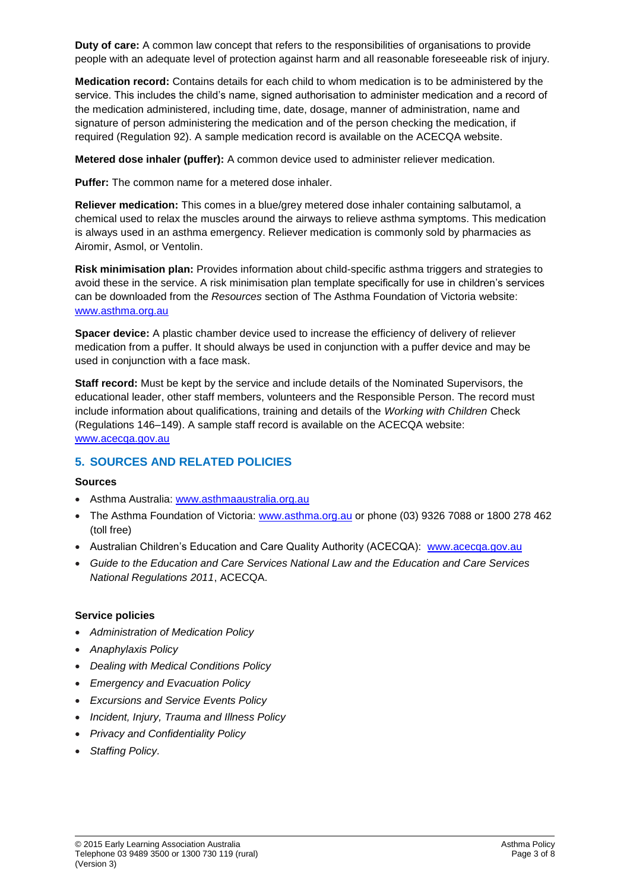**Duty of care:** A common law concept that refers to the responsibilities of organisations to provide people with an adequate level of protection against harm and all reasonable foreseeable risk of injury.

**Medication record:** Contains details for each child to whom medication is to be administered by the service. This includes the child's name, signed authorisation to administer medication and a record of the medication administered, including time, date, dosage, manner of administration, name and signature of person administering the medication and of the person checking the medication, if required (Regulation 92). A sample medication record is available on the ACECQA website.

**Metered dose inhaler (puffer):** A common device used to administer reliever medication.

**Puffer:** The common name for a metered dose inhaler.

**Reliever medication:** This comes in a blue/grey metered dose inhaler containing salbutamol, a chemical used to relax the muscles around the airways to relieve asthma symptoms. This medication is always used in an asthma emergency. Reliever medication is commonly sold by pharmacies as Airomir, Asmol, or Ventolin.

**Risk minimisation plan:** Provides information about child-specific asthma triggers and strategies to avoid these in the service. A risk minimisation plan template specifically for use in children's services can be downloaded from the *Resources* section of The Asthma Foundation of Victoria website: www.asthma.org.au

**Spacer device:** A plastic chamber device used to increase the efficiency of delivery of reliever medication from a puffer. It should always be used in conjunction with a puffer device and may be used in conjunction with a face mask.

**Staff record:** Must be kept by the service and include details of the Nominated Supervisors, the educational leader, other staff members, volunteers and the Responsible Person. The record must include information about qualifications, training and details of the *Working with Children* Check (Regulations 146–149). A sample staff record is available on the ACECQA website: www.acecqa.gov.au

## 5. SOURCES AND RELATED POLICIES

### Sources

- Asthma Australia: www.asthmaaustralia.org.au
- The Asthma Foundation of Victoria: www.asthma.org.au or phone (03) 9326 7088 or 1800 278 462 (toll free)
- Australian Children's Education and Care Quality Authority (ACECQA): www.acecqa.gov.au
- *Guide to the Education and Care Services National Law and the Education and Care Services National Regulations 2011*, ACECQA.

### Service policies

- *Administration of Medication Policy*
- *Anaphylaxis Policy*
- *Dealing with Medical Conditions Policy*
- *Emergency and Evacuation Policy*
- *Excursions and Service Events Policy*
- *Incident, Injury, Trauma and Illness Policy*
- *Privacy and Confidentiality Policy*
- *Staffing Policy*.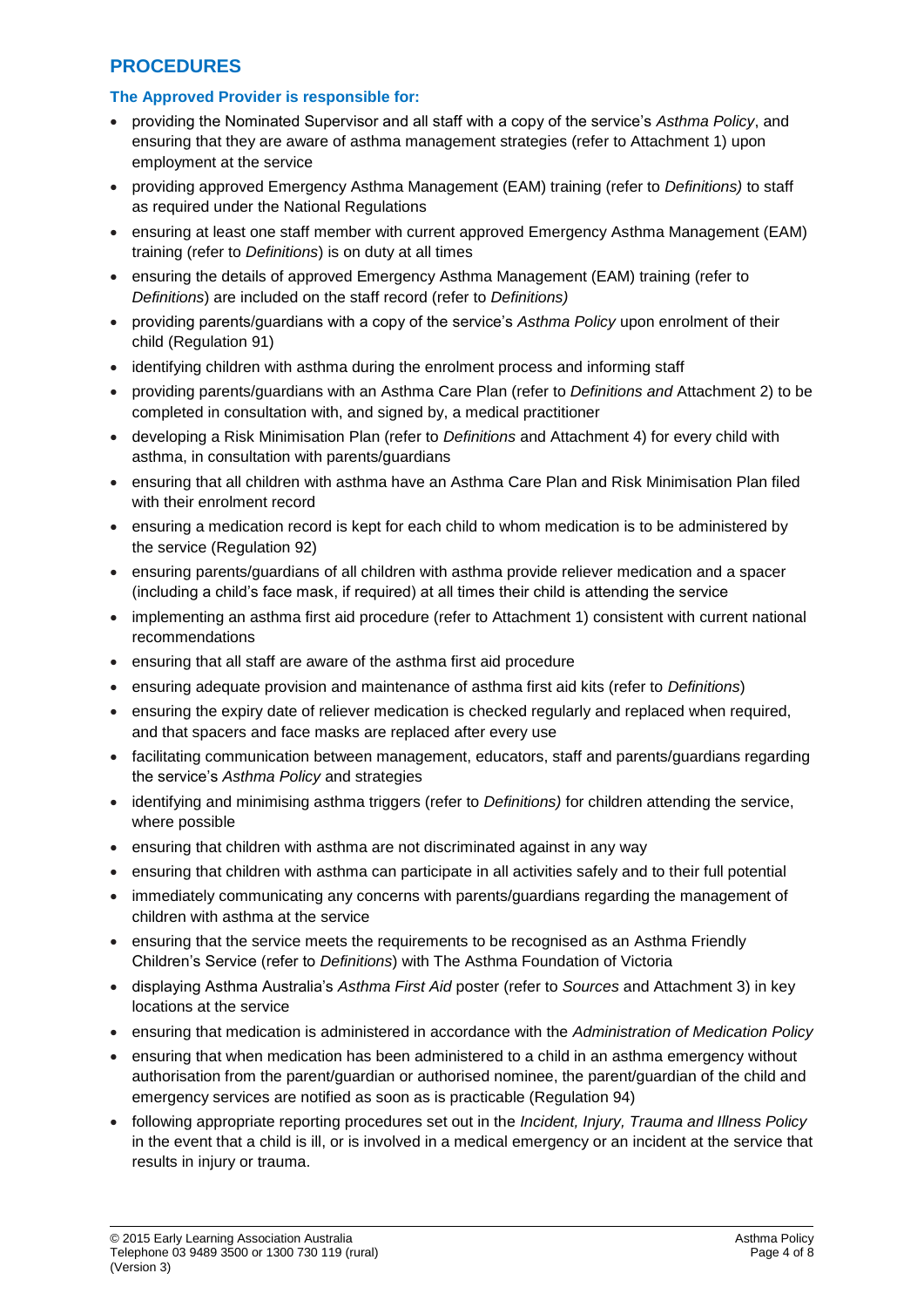## PROCEDURES

### The Approved Provider is responsible for:

- providing the Nominated Supervisor and all staff with a copy of the service's *Asthma Policy*, and ensuring that they are aware of asthma management strategies (refer to Attachment 1) upon employment at the service
- providing approved Emergency Asthma Management (EAM) training (refer to *Definitions)* to staff as required under the National Regulations
- ensuring at least one staff member with current approved Emergency Asthma Management (EAM) training (refer to *Definitions*) is on duty at all times
- ensuring the details of approved Emergency Asthma Management (EAM) training (refer to *Definitions*) are included on the staff record (refer to *Definitions)*
- providing parents/guardians with a copy of the service's *Asthma Policy* upon enrolment of their child (Regulation 91)
- identifying children with asthma during the enrolment process and informing staff
- providing parents/guardians with an Asthma Care Plan (refer to *Definitions and* Attachment 2) to be completed in consultation with, and signed by, a medical practitioner
- developing a Risk Minimisation Plan (refer to *Definitions* and Attachment 4) for every child with asthma, in consultation with parents/guardians
- ensuring that all children with asthma have an Asthma Care Plan and Risk Minimisation Plan filed with their enrolment record
- ensuring a medication record is kept for each child to whom medication is to be administered by the service (Regulation 92)
- ensuring parents/guardians of all children with asthma provide reliever medication and a spacer (including a child's face mask, if required) at all times their child is attending the service
- implementing an asthma first aid procedure (refer to Attachment 1) consistent with current national recommendations
- ensuring that all staff are aware of the asthma first aid procedure
- ensuring adequate provision and maintenance of asthma first aid kits (refer to *Definitions*)
- ensuring the expiry date of reliever medication is checked regularly and replaced when required, and that spacers and face masks are replaced after every use
- facilitating communication between management, educators, staff and parents/guardians regarding the service's *Asthma Policy* and strategies
- identifying and minimising asthma triggers (refer to *Definitions)* for children attending the service, where possible
- ensuring that children with asthma are not discriminated against in any way
- ensuring that children with asthma can participate in all activities safely and to their full potential
- immediately communicating any concerns with parents/guardians regarding the management of children with asthma at the service
- ensuring that the service meets the requirements to be recognised as an Asthma Friendly Children's Service (refer to *Definitions*) with The Asthma Foundation of Victoria
- displaying Asthma Australia's *Asthma First Aid* poster (refer to *Sources* and Attachment 3) in key locations at the service
- ensuring that medication is administered in accordance with the *Administration of Medication Policy*
- ensuring that when medication has been administered to a child in an asthma emergency without authorisation from the parent/guardian or authorised nominee, the parent/guardian of the child and emergency services are notified as soon as is practicable (Regulation 94)
- following appropriate reporting procedures set out in the *Incident, Injury, Trauma and Illness Policy* in the event that a child is ill, or is involved in a medical emergency or an incident at the service that results in injury or trauma.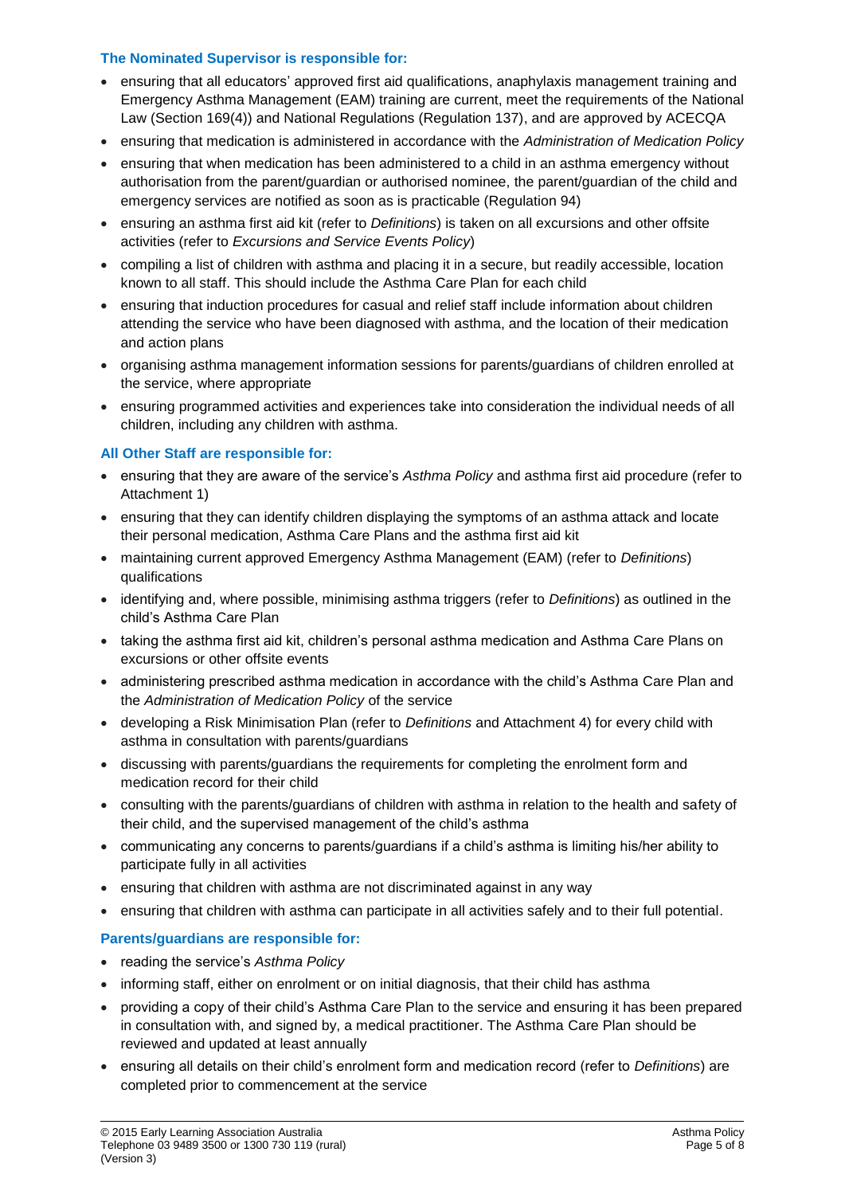**The Nominated Supervisor is responsible for:**

- ensuring that all educators' approved first aid qualifications, anaphylaxis management training and Emergency Asthma Management (EAM) training are current, meet the requirements of the National Law (Section 169(4)) and National Regulations (Regulation 137), and are approved by ACECQA
- ensuring that medication is administered in accordance with the *Administration of Medication Policy*
- ensuring that when medication has been administered to a child in an asthma emergency without authorisation from the parent/guardian or authorised nominee, the parent/guardian of the child and emergency services are notified as soon as is practicable (Regulation 94)
- ensuring an asthma first aid kit (refer to *Definitions*) is taken on all excursions and other offsite activities (refer to *Excursions and Service Events Policy*)
- compiling a list of children with asthma and placing it in a secure, but readily accessible, location known to all staff. This should include the Asthma Care Plan for each child
- ensuring that induction procedures for casual and relief staff include information about children attending the service who have been diagnosed with asthma, and the location of their medication and action plans
- organising asthma management information sessions for parents/guardians of children enrolled at the service, where appropriate
- ensuring programmed activities and experiences take into consideration the individual needs of all children, including any children with asthma.

**All Other Staff are responsible for:**

- ensuring that they are aware of the service's *Asthma Policy* and asthma first aid procedure (refer to Attachment 1)
- ensuring that they can identify children displaying the symptoms of an asthma attack and locate their personal medication, Asthma Care Plans and the asthma first aid kit
- maintaining current approved Emergency Asthma Management (EAM) (refer to *Definitions*) qualifications
- identifying and, where possible, minimising asthma triggers (refer to *Definitions*) as outlined in the child's Asthma Care Plan
- taking the asthma first aid kit, children's personal asthma medication and Asthma Care Plans on excursions or other offsite events
- administering prescribed asthma medication in accordance with the child's Asthma Care Plan and the *Administration of Medication Policy* of the service
- developing a Risk Minimisation Plan (refer to *Definitions* and Attachment 4) for every child with asthma in consultation with parents/guardians
- discussing with parents/guardians the requirements for completing the enrolment form and medication record for their child
- consulting with the parents/guardians of children with asthma in relation to the health and safety of their child, and the supervised management of the child's asthma
- communicating any concerns to parents/guardians if a child's asthma is limiting his/her ability to participate fully in all activities
- ensuring that children with asthma are not discriminated against in any way
- ensuring that children with asthma can participate in all activities safely and to their full potential.

**Parents/guardians are responsible for:**

- reading the service's *Asthma Policy*
- informing staff, either on enrolment or on initial diagnosis, that their child has asthma
- providing a copy of their child's Asthma Care Plan to the service and ensuring it has been prepared in consultation with, and signed by, a medical practitioner. The Asthma Care Plan should be reviewed and updated at least annually
- ensuring all details on their child's enrolment form and medication record (refer to *Definitions*) are completed prior to commencement at the service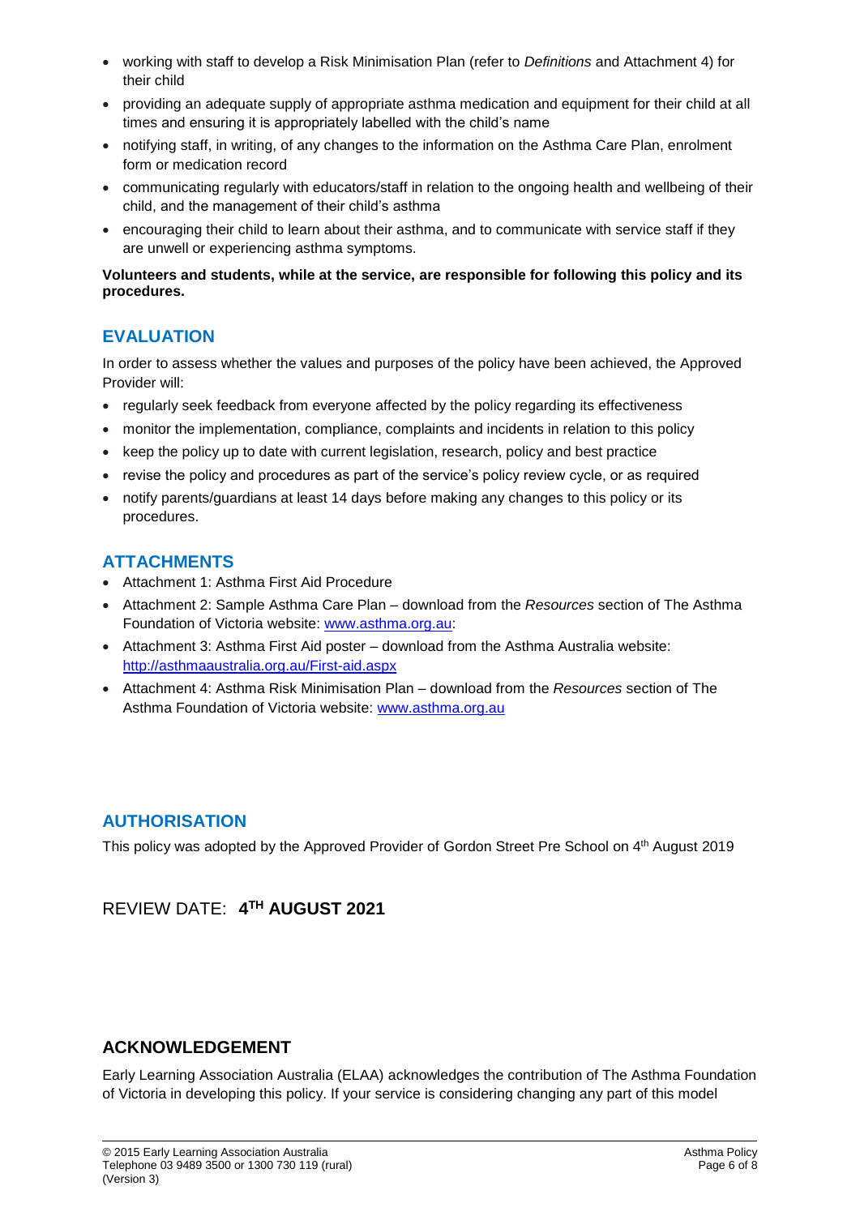- working with staff to develop a Risk Minimisation Plan (refer to *Definitions* and Attachment 4) for their child
- providing an adequate supply of appropriate asthma medication and equipment for their child at all times and ensuring it is appropriately labelled with the child's name
- notifying staff, in writing, of any changes to the information on the Asthma Care Plan, enrolment form or medication record
- communicating regularly with educators/staff in relation to the ongoing health and wellbeing of their child, and the management of their child's asthma
- encouraging their child to learn about their asthma, and to communicate with service staff if they are unwell or experiencing asthma symptoms.

**Volunteers and students, while at the service, are responsible for following this policy and its procedures.**

## EVALUATION

In order to assess whether the values and purposes of the policy have been achieved, the Approved Provider will:

- regularly seek feedback from everyone affected by the policy regarding its effectiveness
- monitor the implementation, compliance, complaints and incidents in relation to this policy
- keep the policy up to date with current legislation, research, policy and best practice
- revise the policy and procedures as part of the service's policy review cycle, or as required
- notify parents/guardians at least 14 days before making any changes to this policy or its procedures.

## ATTACHMENTS

- Attachment 1: Asthma First Aid Procedure
- Attachment 2: Sample Asthma Care Plan – download from the *Resources* section of The Asthma Foundation of Victoria website: www.asthma.org.au:
- Attachment 3: Asthma First Aid poster – download from the Asthma Australia website: http://asthmaaustralia.org.au/First-aid.aspx
- Attachment 4: Asthma Risk Minimisation Plan – download from the *Resources* section of The Asthma Foundation of Victoria website: www.asthma.org.au

## AUTHORISATION

This policy was adopted by the Approved Provider of Gordon Street Pre School on 4th August 2019

REVIEW DATE: **4TH AUGUST 2021**

## ACKNOWLEDGEMENT

Early Learning Association Australia (ELAA) acknowledges the contribution of The Asthma Foundation of Victoria in developing this policy. If your service is considering changing any part of this model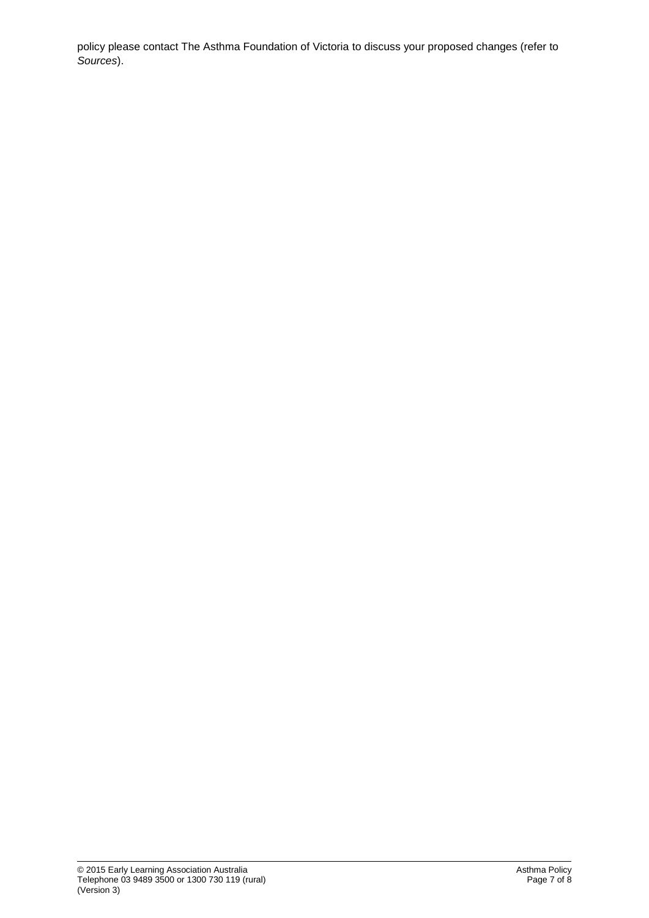policy please contact The Asthma Foundation of Victoria to discuss your proposed changes (refer to *Sources*).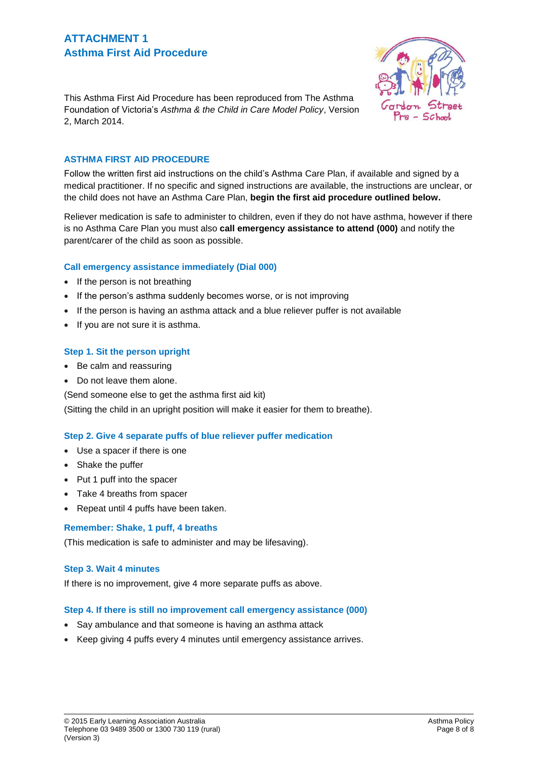# ATTACHMENT 1
## Asthma First Aid Procedure

This Asthma First Aid Procedure has been reproduced from The Asthma Foundation of Victoria's *Asthma & the Child in Care Model Policy*, Version 2, March 2014.

### ASTHMA FIRST AID PROCEDURE

Follow the written first aid instructions on the child's Asthma Care Plan, if available and signed by a medical practitioner. If no specific and signed instructions are available, the instructions are unclear, or the child does not have an Asthma Care Plan, **begin the first aid procedure outlined below.**

Reliever medication is safe to administer to children, even if they do not have asthma, however if there is no Asthma Care Plan you must also **call emergency assistance to attend (000)** and notify the parent/carer of the child as soon as possible.

#### Call emergency assistance immediately (Dial 000)

- If the person is not breathing
- If the person's asthma suddenly becomes worse, or is not improving
- If the person is having an asthma attack and a blue reliever puffer is not available
- If you are not sure it is asthma.

#### Step 1. Sit the person upright

- Be calm and reassuring
- Do not leave them alone.

(Send someone else to get the asthma first aid kit)

(Sitting the child in an upright position will make it easier for them to breathe).

#### Step 2. Give 4 separate puffs of blue reliever puffer medication

- Use a spacer if there is one
- Shake the puffer
- Put 1 puff into the spacer
- Take 4 breaths from spacer
- Repeat until 4 puffs have been taken.

#### Remember: Shake, 1 puff, 4 breaths

(This medication is safe to administer and may be lifesaving).

#### Step 3. Wait 4 minutes

If there is no improvement, give 4 more separate puffs as above.

#### Step 4. If there is still no improvement call emergency assistance (000)

- Say ambulance and that someone is having an asthma attack
- Keep giving 4 puffs every 4 minutes until emergency assistance arrives.